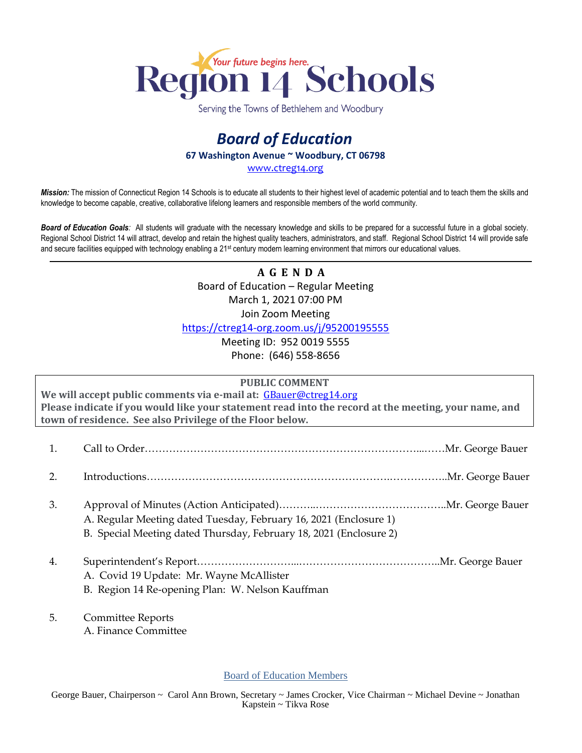# Region 14 Schools

*Your future begins here.*

Serving the Towns of Bethlehem and Woodbury

## *Board of Education*

**67 Washington Avenue ~ Woodbury, CT 06798**

www.ctreg14.org

***Mission:*** The mission of Connecticut Region 14 Schools is to educate all students to their highest level of academic potential and to teach them the skills and knowledge to become capable, creative, collaborative lifelong learners and responsible members of the world community.

***Board of Education Goals:*** All students will graduate with the necessary knowledge and skills to be prepared for a successful future in a global society. Regional School District 14 will attract, develop and retain the highest quality teachers, administrators, and staff. Regional School District 14 will provide safe and secure facilities equipped with technology enabling a 21st century modern learning environment that mirrors our educational values.

---

**A G E N D A**

Board of Education – Regular Meeting
March 1, 2021 07:00 PM
Join Zoom Meeting
https://ctreg14-org.zoom.us/j/95200195555
Meeting ID: 952 0019 5555
Phone: (646) 558-8656

**PUBLIC COMMENT**

**We will accept public comments via e-mail at: GBauer@ctreg14.org**
**Please indicate if you would like your statement read into the record at the meeting, your name, and town of residence. See also Privilege of the Floor below.**

1. Call to Order……………………………………………………………………...……Mr. George Bauer

2. Introductions…………………………………………………………….……………..Mr. George Bauer

3. Approval of Minutes (Action Anticipated)………..………………………………..Mr. George Bauer
   A. Regular Meeting dated Tuesday, February 16, 2021 (Enclosure 1)
   B. Special Meeting dated Thursday, February 18, 2021 (Enclosure 2)

4. Superintendent's Report………………………...…………………………………..Mr. George Bauer
   A. Covid 19 Update: Mr. Wayne McAllister
   B. Region 14 Re-opening Plan: W. Nelson Kauffman

5. Committee Reports
   A. Finance Committee

Board of Education Members

George Bauer, Chairperson ~ Carol Ann Brown, Secretary ~ James Crocker, Vice Chairman ~ Michael Devine ~ Jonathan Kapstein ~ Tikva Rose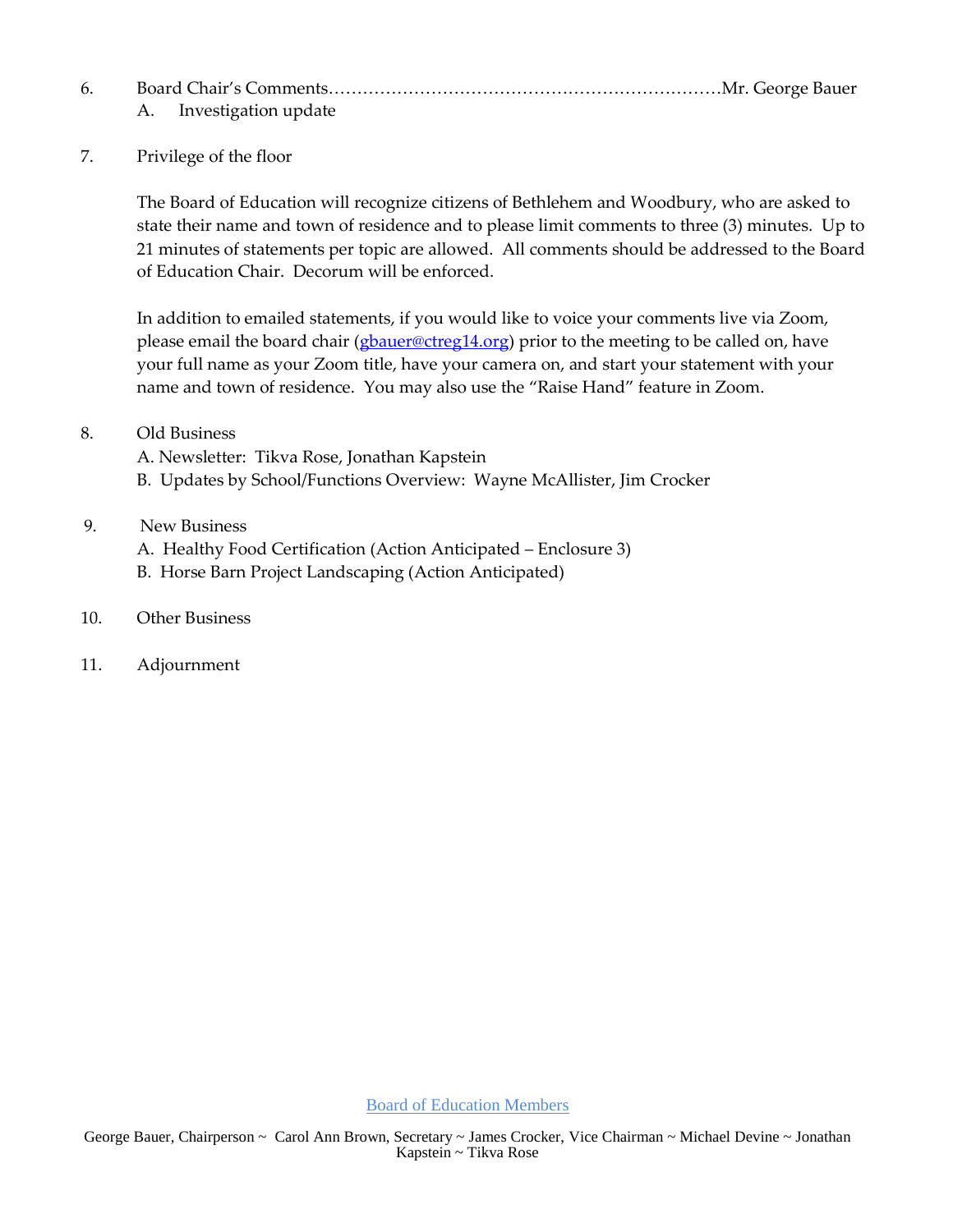6. Board Chair's Comments……………………………………………………………Mr. George Bauer
   A. Investigation update

7. Privilege of the floor

   The Board of Education will recognize citizens of Bethlehem and Woodbury, who are asked to state their name and town of residence and to please limit comments to three (3) minutes. Up to 21 minutes of statements per topic are allowed. All comments should be addressed to the Board of Education Chair. Decorum will be enforced.

   In addition to emailed statements, if you would like to voice your comments live via Zoom, please email the board chair (gbauer@ctreg14.org) prior to the meeting to be called on, have your full name as your Zoom title, have your camera on, and start your statement with your name and town of residence. You may also use the "Raise Hand" feature in Zoom.

8. Old Business
   A. Newsletter: Tikva Rose, Jonathan Kapstein
   B. Updates by School/Functions Overview: Wayne McAllister, Jim Crocker

9. New Business
   A. Healthy Food Certification (Action Anticipated – Enclosure 3)
   B. Horse Barn Project Landscaping (Action Anticipated)

10. Other Business

11. Adjournment

Board of Education Members

George Bauer, Chairperson ~ Carol Ann Brown, Secretary ~ James Crocker, Vice Chairman ~ Michael Devine ~ Jonathan Kapstein ~ Tikva Rose